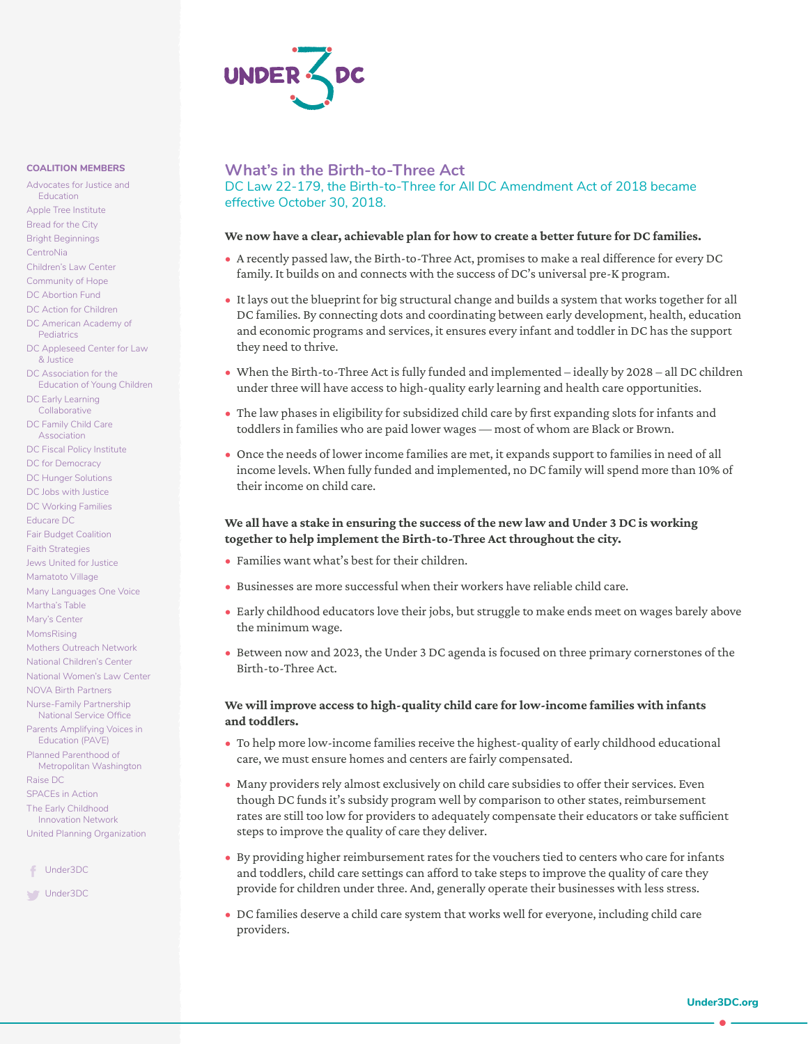UNDER 3 DC

# What's in the Birth-to-Three Act

DC Law 22-179, the Birth-to-Three for All DC Amendment Act of 2018 became effective October 30, 2018.

**We now have a clear, achievable plan for how to create a better future for DC families.**

- A recently passed law, the Birth-to-Three Act, promises to make a real difference for every DC family. It builds on and connects with the success of DC's universal pre-K program.
- It lays out the blueprint for big structural change and builds a system that works together for all DC families. By connecting dots and coordinating between early development, health, education and economic programs and services, it ensures every infant and toddler in DC has the support they need to thrive.
- When the Birth-to-Three Act is fully funded and implemented – ideally by 2028 – all DC children under three will have access to high-quality early learning and health care opportunities.
- The law phases in eligibility for subsidized child care by first expanding slots for infants and toddlers in families who are paid lower wages — most of whom are Black or Brown.
- Once the needs of lower income families are met, it expands support to families in need of all income levels. When fully funded and implemented, no DC family will spend more than 10% of their income on child care.

**We all have a stake in ensuring the success of the new law and Under 3 DC is working together to help implement the Birth-to-Three Act throughout the city.**

- Families want what's best for their children.
- Businesses are more successful when their workers have reliable child care.
- Early childhood educators love their jobs, but struggle to make ends meet on wages barely above the minimum wage.
- Between now and 2023, the Under 3 DC agenda is focused on three primary cornerstones of the Birth-to-Three Act.

**We will improve access to high-quality child care for low-income families with infants and toddlers.**

- To help more low-income families receive the highest-quality of early childhood educational care, we must ensure homes and centers are fairly compensated.
- Many providers rely almost exclusively on child care subsidies to offer their services. Even though DC funds it's subsidy program well by comparison to other states, reimbursement rates are still too low for providers to adequately compensate their educators or take sufficient steps to improve the quality of care they deliver.
- By providing higher reimbursement rates for the vouchers tied to centers who care for infants and toddlers, child care settings can afford to take steps to improve the quality of care they provide for children under three. And, generally operate their businesses with less stress.
- DC families deserve a child care system that works well for everyone, including child care providers.

**COALITION MEMBERS**

Advocates for Justice and Education
Apple Tree Institute
Bread for the City
Bright Beginnings
CentroNia
Children's Law Center
Community of Hope
DC Abortion Fund
DC Action for Children
DC American Academy of Pediatrics
DC Appleseed Center for Law & Justice
DC Association for the Education of Young Children
DC Early Learning Collaborative
DC Family Child Care Association
DC Fiscal Policy Institute
DC for Democracy
DC Hunger Solutions
DC Jobs with Justice
DC Working Families
Educare DC
Fair Budget Coalition
Faith Strategies
Jews United for Justice
Mamatoto Village
Many Languages One Voice
Martha's Table
Mary's Center
MomsRising
Mothers Outreach Network
National Children's Center
National Women's Law Center
NOVA Birth Partners
Nurse-Family Partnership National Service Office
Parents Amplifying Voices in Education (PAVE)
Planned Parenthood of Metropolitan Washington
Raise DC
SPACEs in Action
The Early Childhood Innovation Network
United Planning Organization

Under3DC
Under3DC

Under3DC.org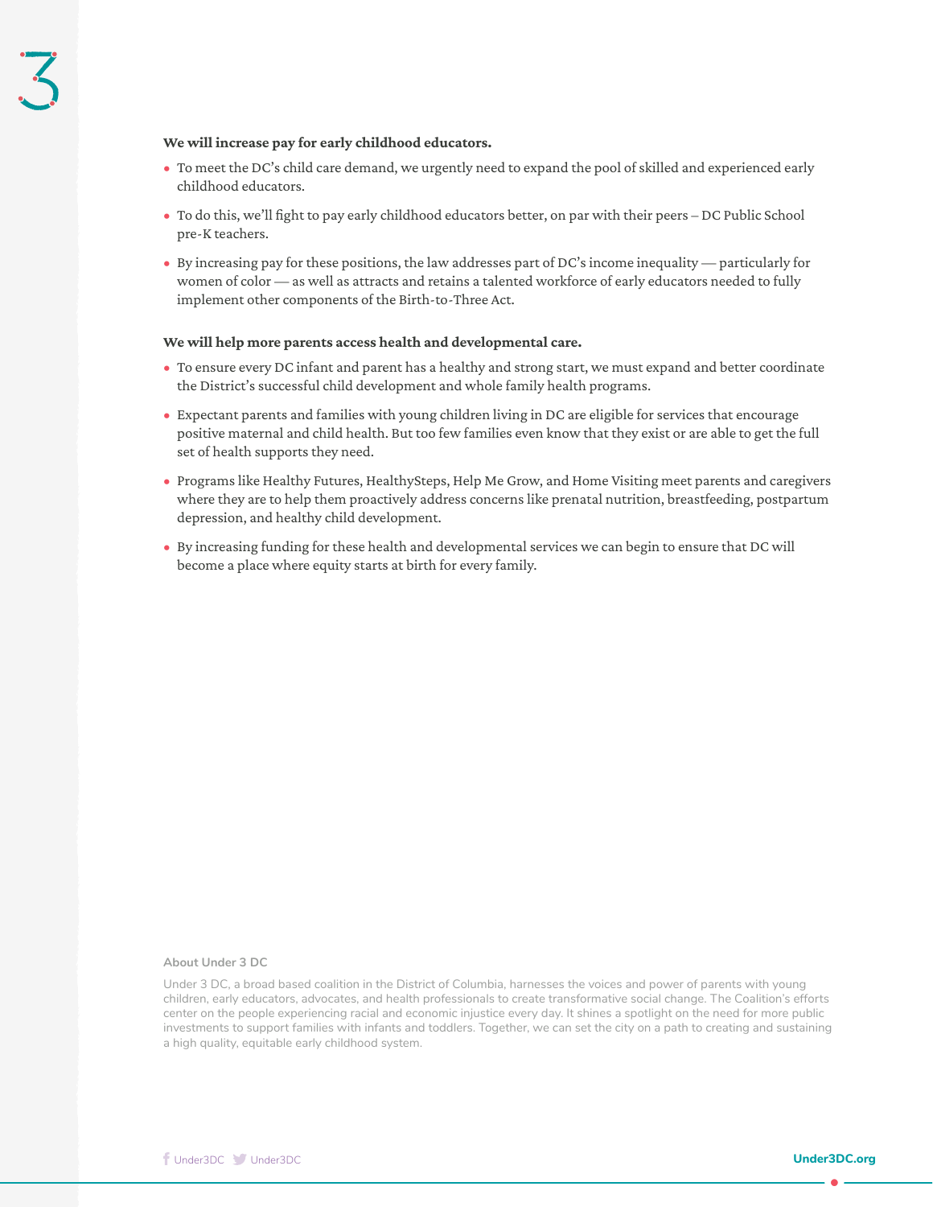**We will increase pay for early childhood educators.**

- To meet the DC's child care demand, we urgently need to expand the pool of skilled and experienced early childhood educators.
- To do this, we'll fight to pay early childhood educators better, on par with their peers – DC Public School pre-K teachers.
- By increasing pay for these positions, the law addresses part of DC's income inequality — particularly for women of color — as well as attracts and retains a talented workforce of early educators needed to fully implement other components of the Birth-to-Three Act.

**We will help more parents access health and developmental care.**

- To ensure every DC infant and parent has a healthy and strong start, we must expand and better coordinate the District's successful child development and whole family health programs.
- Expectant parents and families with young children living in DC are eligible for services that encourage positive maternal and child health. But too few families even know that they exist or are able to get the full set of health supports they need.
- Programs like Healthy Futures, HealthySteps, Help Me Grow, and Home Visiting meet parents and caregivers where they are to help them proactively address concerns like prenatal nutrition, breastfeeding, postpartum depression, and healthy child development.
- By increasing funding for these health and developmental services we can begin to ensure that DC will become a place where equity starts at birth for every family.

**About Under 3 DC**

Under 3 DC, a broad based coalition in the District of Columbia, harnesses the voices and power of parents with young children, early educators, advocates, and health professionals to create transformative social change. The Coalition's efforts center on the people experiencing racial and economic injustice every day. It shines a spotlight on the need for more public investments to support families with infants and toddlers. Together, we can set the city on a path to creating and sustaining a high quality, equitable early childhood system.

Under3DC Under3DC

**Under3DC.org**